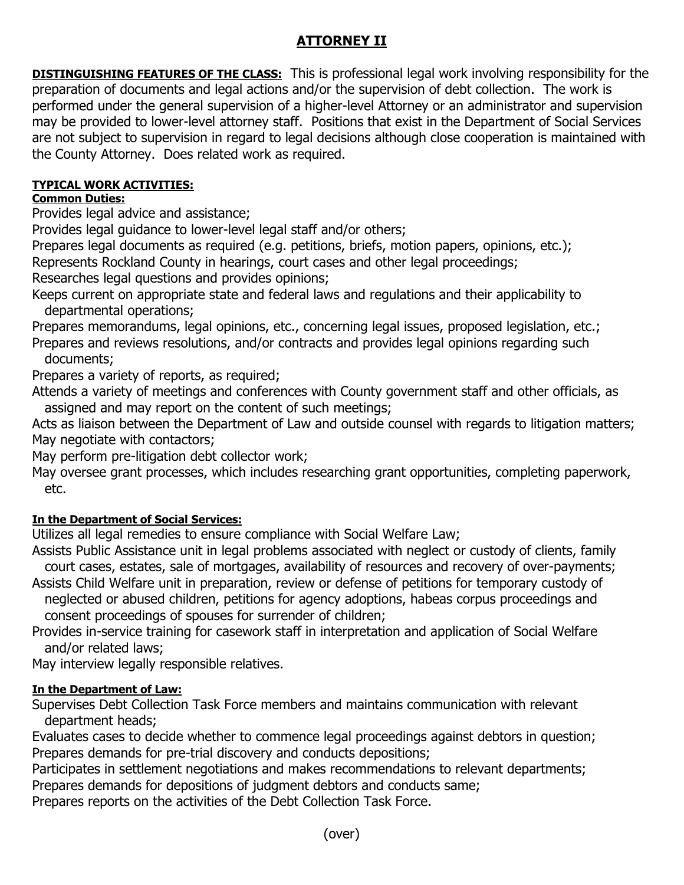# ATTORNEY II

**DISTINGUISHING FEATURES OF THE CLASS:** This is professional legal work involving responsibility for the preparation of documents and legal actions and/or the supervision of debt collection. The work is performed under the general supervision of a higher-level Attorney or an administrator and supervision may be provided to lower-level attorney staff. Positions that exist in the Department of Social Services are not subject to supervision in regard to legal decisions although close cooperation is maintained with the County Attorney. Does related work as required.

**TYPICAL WORK ACTIVITIES:**

**Common Duties:**

Provides legal advice and assistance;
Provides legal guidance to lower-level legal staff and/or others;
Prepares legal documents as required (e.g. petitions, briefs, motion papers, opinions, etc.);
Represents Rockland County in hearings, court cases and other legal proceedings;
Researches legal questions and provides opinions;
Keeps current on appropriate state and federal laws and regulations and their applicability to departmental operations;
Prepares memorandums, legal opinions, etc., concerning legal issues, proposed legislation, etc.;
Prepares and reviews resolutions, and/or contracts and provides legal opinions regarding such documents;
Prepares a variety of reports, as required;
Attends a variety of meetings and conferences with County government staff and other officials, as assigned and may report on the content of such meetings;
Acts as liaison between the Department of Law and outside counsel with regards to litigation matters;
May negotiate with contactors;
May perform pre-litigation debt collector work;
May oversee grant processes, which includes researching grant opportunities, completing paperwork, etc.

**In the Department of Social Services:**

Utilizes all legal remedies to ensure compliance with Social Welfare Law;
Assists Public Assistance unit in legal problems associated with neglect or custody of clients, family court cases, estates, sale of mortgages, availability of resources and recovery of over-payments;
Assists Child Welfare unit in preparation, review or defense of petitions for temporary custody of neglected or abused children, petitions for agency adoptions, habeas corpus proceedings and consent proceedings of spouses for surrender of children;
Provides in-service training for casework staff in interpretation and application of Social Welfare and/or related laws;
May interview legally responsible relatives.

**In the Department of Law:**

Supervises Debt Collection Task Force members and maintains communication with relevant department heads;
Evaluates cases to decide whether to commence legal proceedings against debtors in question;
Prepares demands for pre-trial discovery and conducts depositions;
Participates in settlement negotiations and makes recommendations to relevant departments;
Prepares demands for depositions of judgment debtors and conducts same;
Prepares reports on the activities of the Debt Collection Task Force.

(over)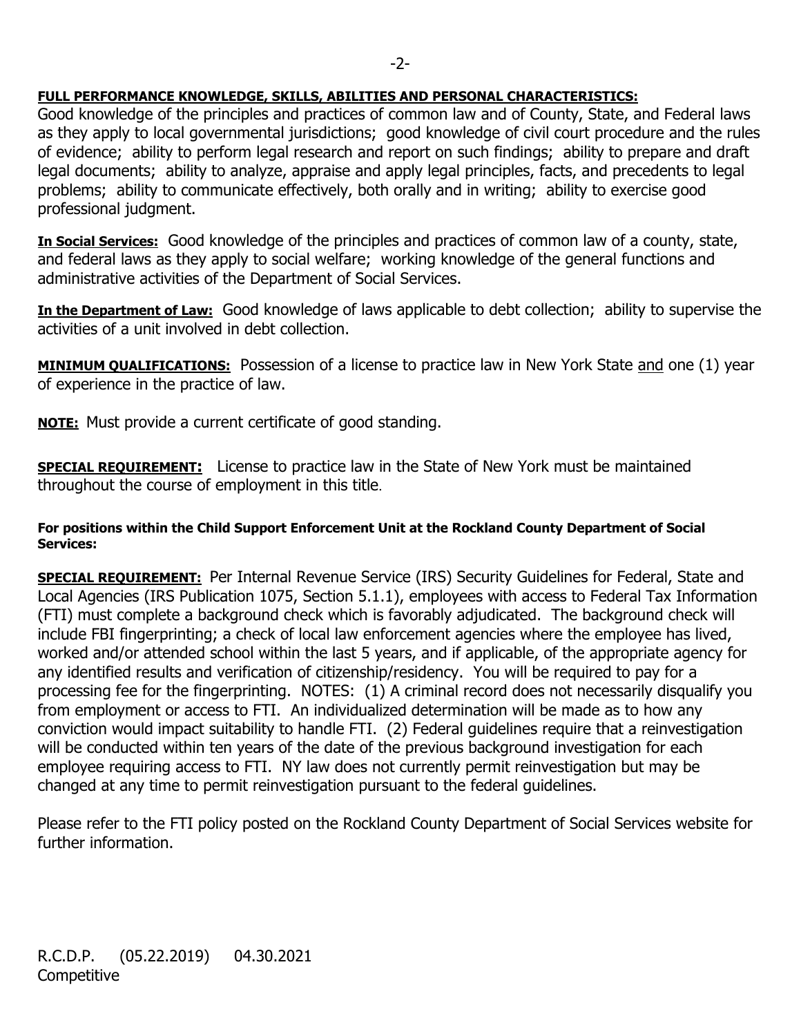**FULL PERFORMANCE KNOWLEDGE, SKILLS, ABILITIES AND PERSONAL CHARACTERISTICS:**
Good knowledge of the principles and practices of common law and of County, State, and Federal laws as they apply to local governmental jurisdictions; good knowledge of civil court procedure and the rules of evidence; ability to perform legal research and report on such findings; ability to prepare and draft legal documents; ability to analyze, appraise and apply legal principles, facts, and precedents to legal problems; ability to communicate effectively, both orally and in writing; ability to exercise good professional judgment.

**In Social Services:** Good knowledge of the principles and practices of common law of a county, state, and federal laws as they apply to social welfare; working knowledge of the general functions and administrative activities of the Department of Social Services.

**In the Department of Law:** Good knowledge of laws applicable to debt collection; ability to supervise the activities of a unit involved in debt collection.

**MINIMUM QUALIFICATIONS:** Possession of a license to practice law in New York State and one (1) year of experience in the practice of law.

**NOTE:** Must provide a current certificate of good standing.

**SPECIAL REQUIREMENT:** License to practice law in the State of New York must be maintained throughout the course of employment in this title.

**For positions within the Child Support Enforcement Unit at the Rockland County Department of Social Services:**

**SPECIAL REQUIREMENT:** Per Internal Revenue Service (IRS) Security Guidelines for Federal, State and Local Agencies (IRS Publication 1075, Section 5.1.1), employees with access to Federal Tax Information (FTI) must complete a background check which is favorably adjudicated. The background check will include FBI fingerprinting; a check of local law enforcement agencies where the employee has lived, worked and/or attended school within the last 5 years, and if applicable, of the appropriate agency for any identified results and verification of citizenship/residency. You will be required to pay for a processing fee for the fingerprinting. NOTES: (1) A criminal record does not necessarily disqualify you from employment or access to FTI. An individualized determination will be made as to how any conviction would impact suitability to handle FTI. (2) Federal guidelines require that a reinvestigation will be conducted within ten years of the date of the previous background investigation for each employee requiring access to FTI. NY law does not currently permit reinvestigation but may be changed at any time to permit reinvestigation pursuant to the federal guidelines.

Please refer to the FTI policy posted on the Rockland County Department of Social Services website for further information.

R.C.D.P. (05.22.2019) 04.30.2021
Competitive